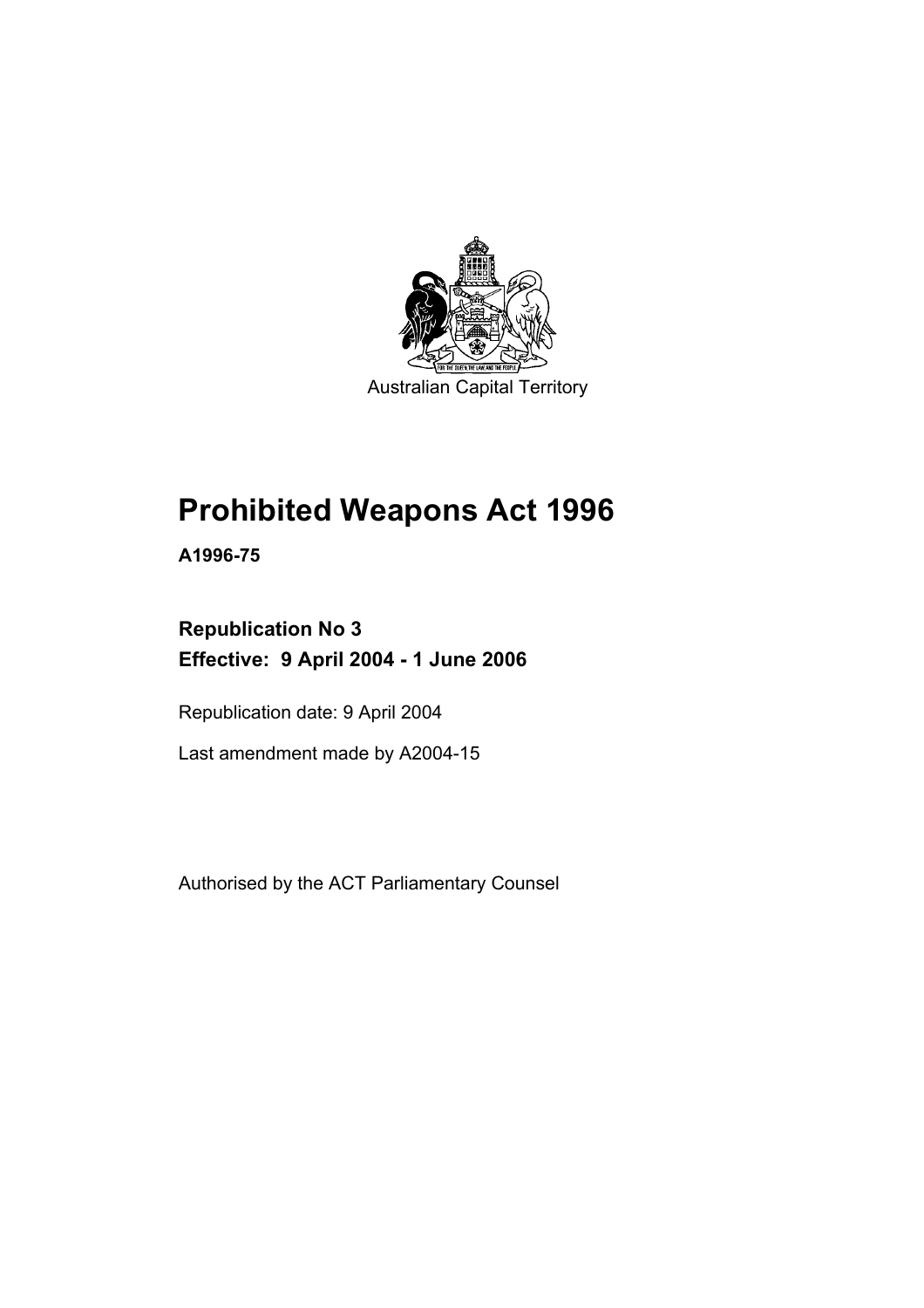Australian Capital Territory

# Prohibited Weapons Act 1996

**A1996-75**

**Republication No 3**
**Effective: 9 April 2004 - 1 June 2006**

Republication date: 9 April 2004

Last amendment made by A2004-15

Authorised by the ACT Parliamentary Counsel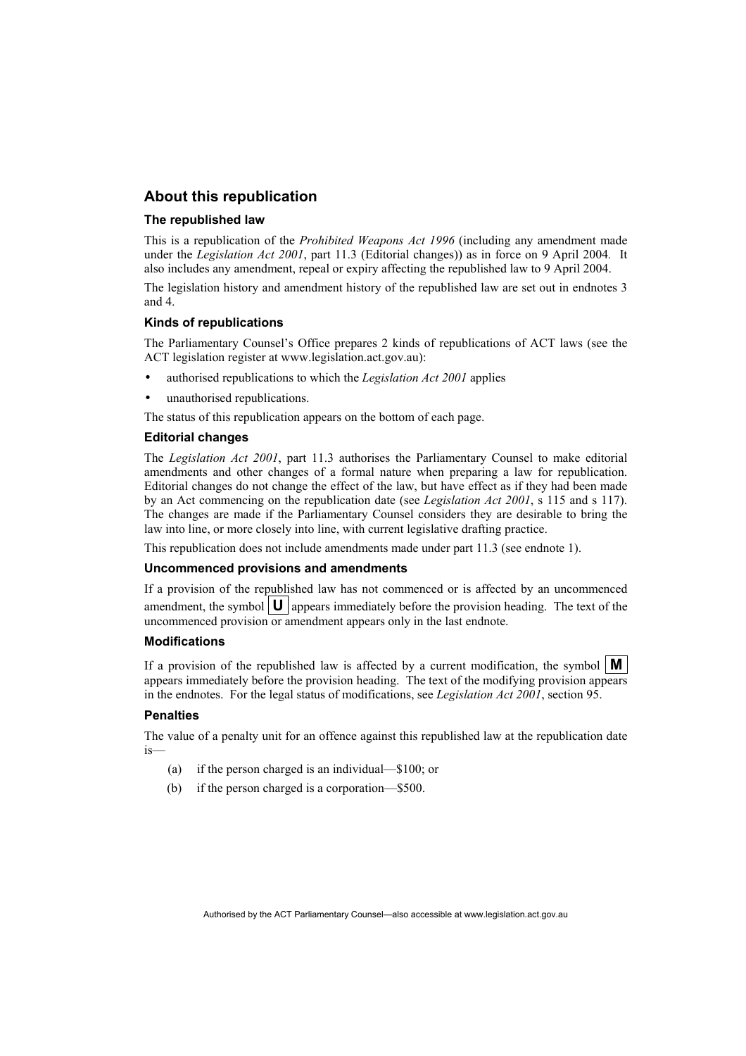## About this republication

### The republished law

This is a republication of the *Prohibited Weapons Act 1996* (including any amendment made under the *Legislation Act 2001*, part 11.3 (Editorial changes)) as in force on 9 April 2004. It also includes any amendment, repeal or expiry affecting the republished law to 9 April 2004.

The legislation history and amendment history of the republished law are set out in endnotes 3 and 4.

### Kinds of republications

The Parliamentary Counsel's Office prepares 2 kinds of republications of ACT laws (see the ACT legislation register at www.legislation.act.gov.au):

- authorised republications to which the *Legislation Act 2001* applies
- unauthorised republications.

The status of this republication appears on the bottom of each page.

### Editorial changes

The *Legislation Act 2001*, part 11.3 authorises the Parliamentary Counsel to make editorial amendments and other changes of a formal nature when preparing a law for republication. Editorial changes do not change the effect of the law, but have effect as if they had been made by an Act commencing on the republication date (see *Legislation Act 2001*, s 115 and s 117). The changes are made if the Parliamentary Counsel considers they are desirable to bring the law into line, or more closely into line, with current legislative drafting practice.

This republication does not include amendments made under part 11.3 (see endnote 1).

### Uncommenced provisions and amendments

If a provision of the republished law has not commenced or is affected by an uncommenced amendment, the symbol **U** appears immediately before the provision heading. The text of the uncommenced provision or amendment appears only in the last endnote.

### Modifications

If a provision of the republished law is affected by a current modification, the symbol **M** appears immediately before the provision heading. The text of the modifying provision appears in the endnotes. For the legal status of modifications, see *Legislation Act 2001*, section 95.

### Penalties

The value of a penalty unit for an offence against this republished law at the republication date is—

(a) if the person charged is an individual—$100; or

(b) if the person charged is a corporation—$500.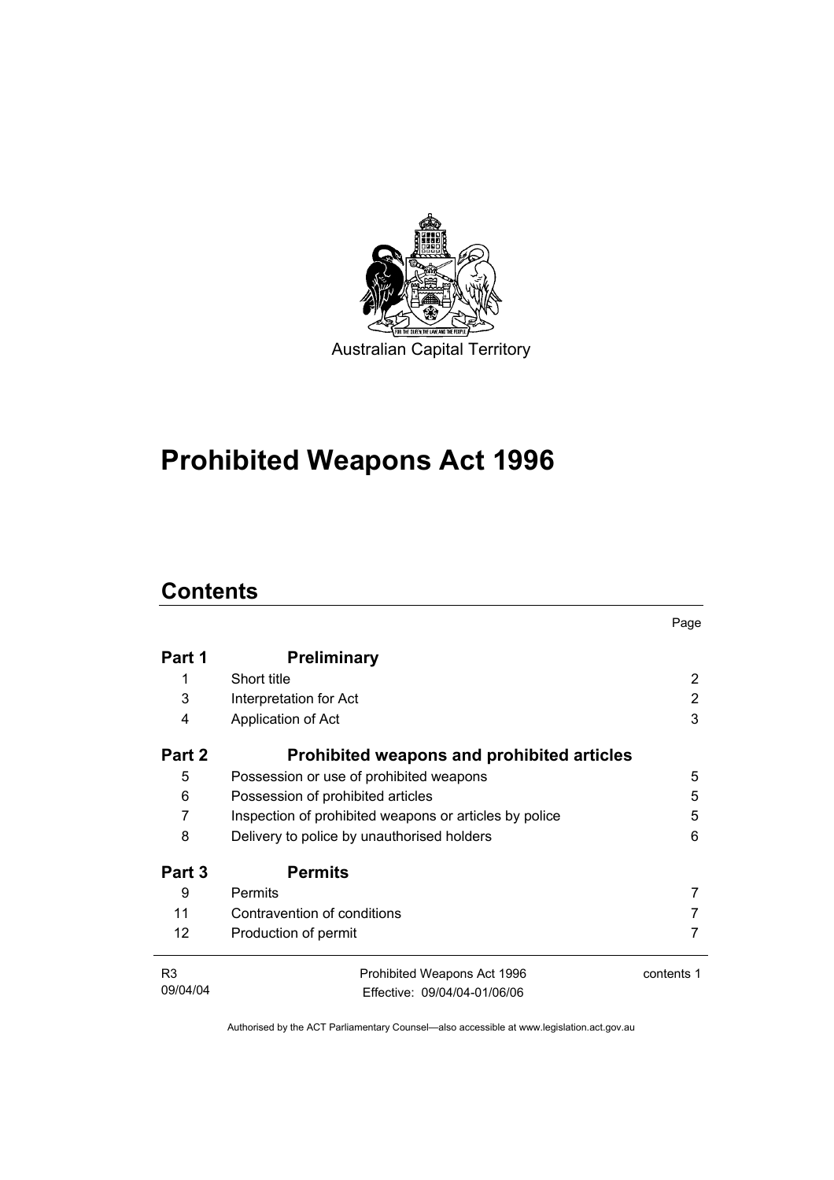Australian Capital Territory

# Prohibited Weapons Act 1996

## Contents

| | | Page |
|---|---|---|
| **Part 1** | **Preliminary** | |
| 1 | Short title | 2 |
| 3 | Interpretation for Act | 2 |
| 4 | Application of Act | 3 |
| **Part 2** | **Prohibited weapons and prohibited articles** | |
| 5 | Possession or use of prohibited weapons | 5 |
| 6 | Possession of prohibited articles | 5 |
| 7 | Inspection of prohibited weapons or articles by police | 5 |
| 8 | Delivery to police by unauthorised holders | 6 |
| **Part 3** | **Permits** | |
| 9 | Permits | 7 |
| 11 | Contravention of conditions | 7 |
| 12 | Production of permit | 7 |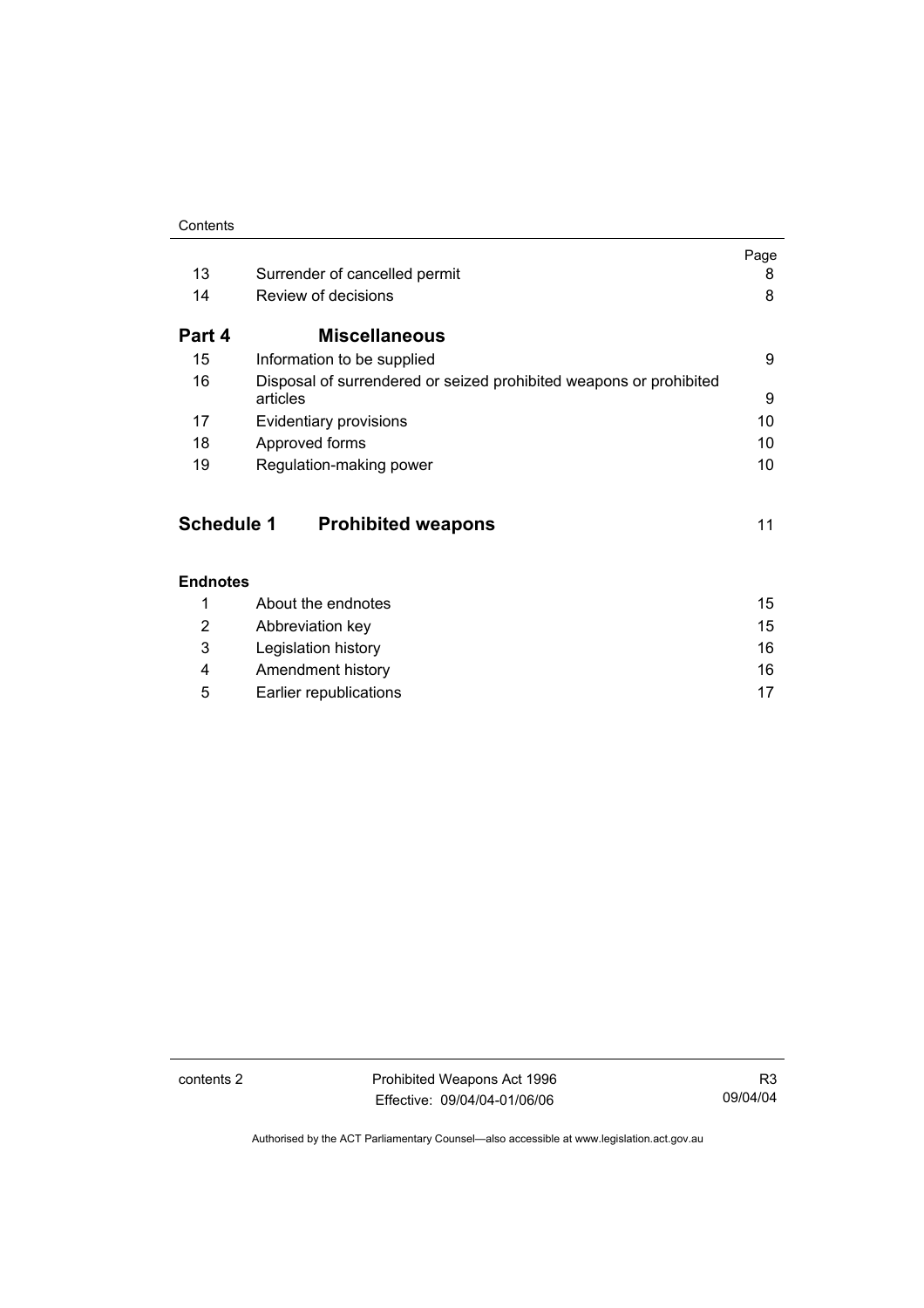| | | Page |
|---|---|---|
| 13 | Surrender of cancelled permit | 8 |
| 14 | Review of decisions | 8 |
| **Part 4** | **Miscellaneous** | |
| 15 | Information to be supplied | 9 |
| 16 | Disposal of surrendered or seized prohibited weapons or prohibited articles | 9 |
| 17 | Evidentiary provisions | 10 |
| 18 | Approved forms | 10 |
| 19 | Regulation-making power | 10 |
| **Schedule 1** | **Prohibited weapons** | 11 |
| **Endnotes** | | |
| 1 | About the endnotes | 15 |
| 2 | Abbreviation key | 15 |
| 3 | Legislation history | 16 |
| 4 | Amendment history | 16 |
| 5 | Earlier republications | 17 |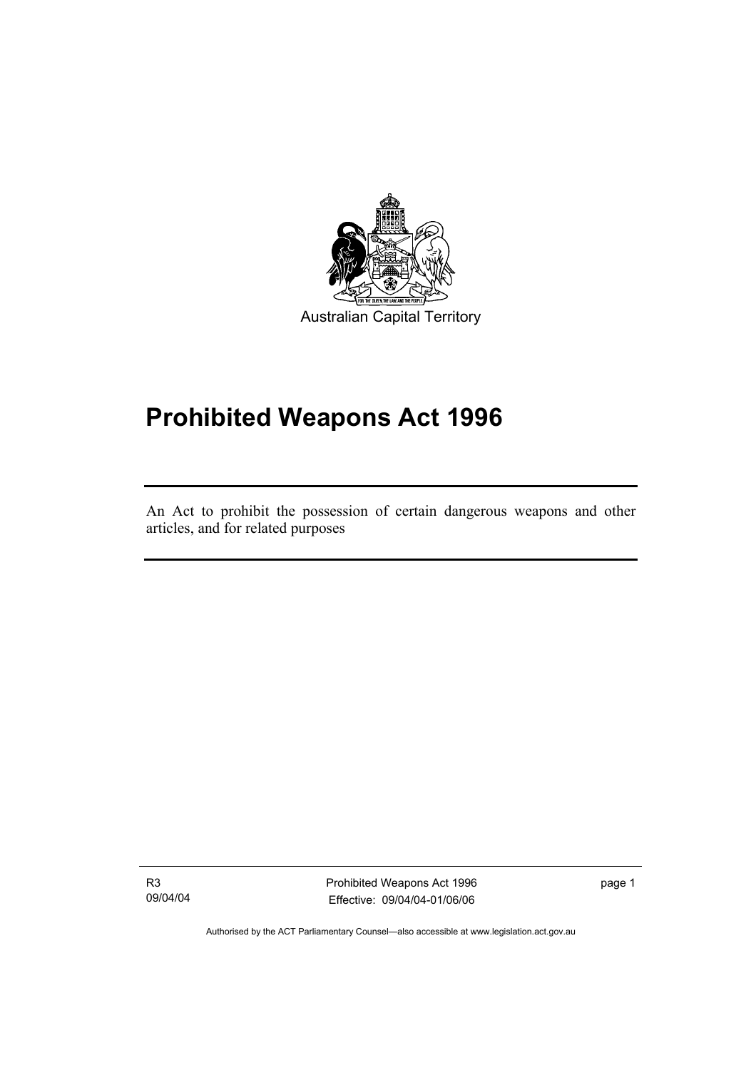Australian Capital Territory

# Prohibited Weapons Act 1996

An Act to prohibit the possession of certain dangerous weapons and other articles, and for related purposes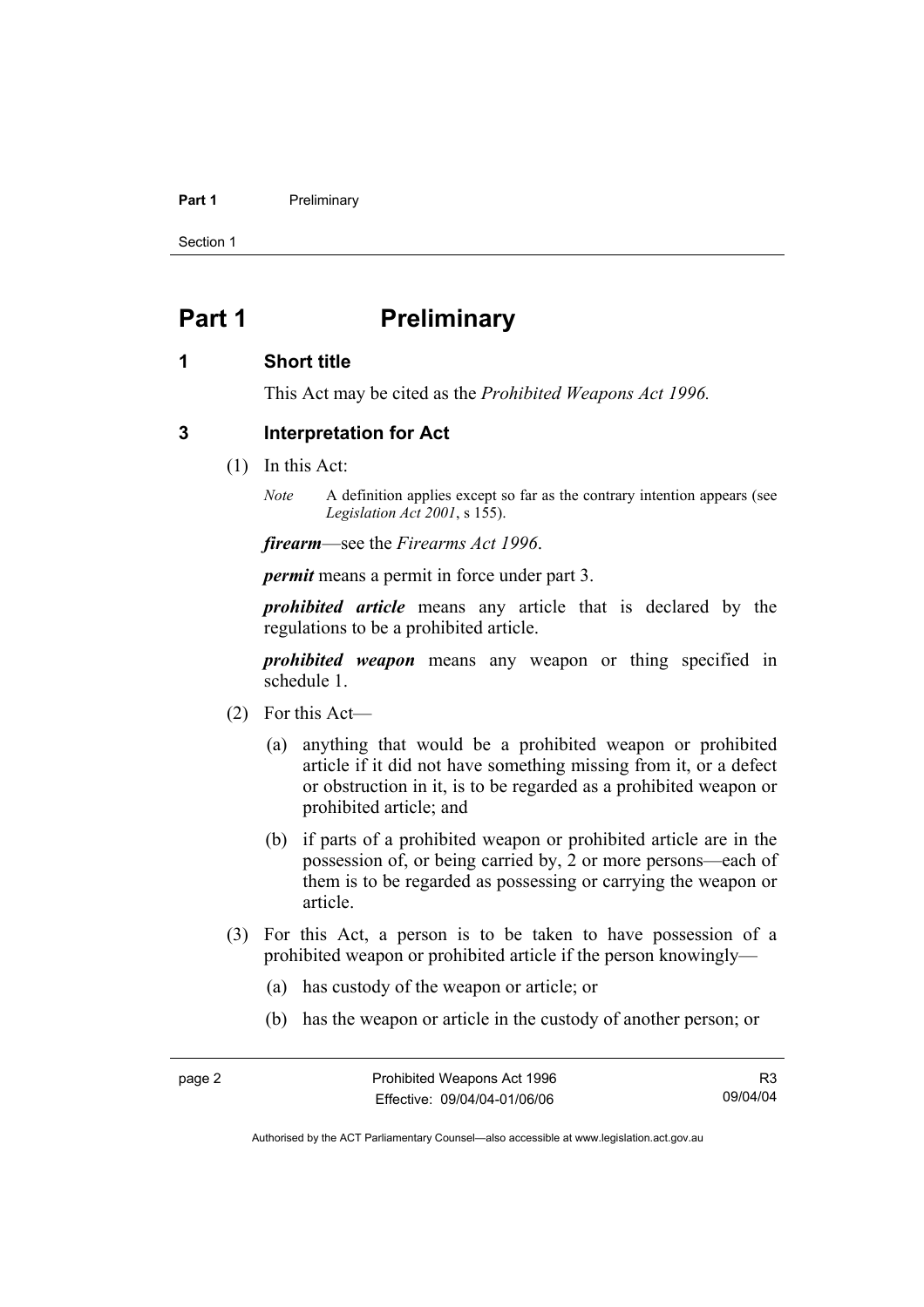# Part 1 Preliminary

## 1 Short title

This Act may be cited as the *Prohibited Weapons Act 1996.*

## 3 Interpretation for Act

(1) In this Act:

*Note* A definition applies except so far as the contrary intention appears (see *Legislation Act 2001*, s 155).

***firearm***—see the *Firearms Act 1996*.

***permit*** means a permit in force under part 3.

***prohibited article*** means any article that is declared by the regulations to be a prohibited article.

***prohibited weapon*** means any weapon or thing specified in schedule 1.

(2) For this Act—

(a) anything that would be a prohibited weapon or prohibited article if it did not have something missing from it, or a defect or obstruction in it, is to be regarded as a prohibited weapon or prohibited article; and

(b) if parts of a prohibited weapon or prohibited article are in the possession of, or being carried by, 2 or more persons—each of them is to be regarded as possessing or carrying the weapon or article.

(3) For this Act, a person is to be taken to have possession of a prohibited weapon or prohibited article if the person knowingly—

(a) has custody of the weapon or article; or

(b) has the weapon or article in the custody of another person; or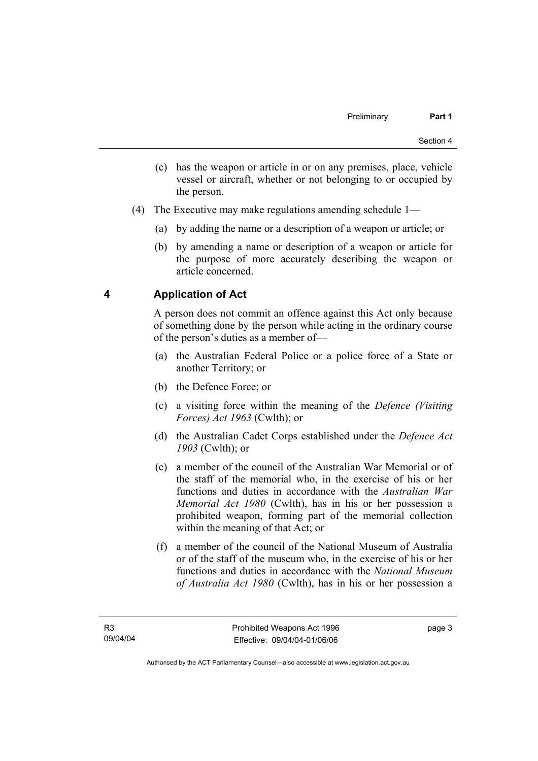(c) has the weapon or article in or on any premises, place, vehicle vessel or aircraft, whether or not belonging to or occupied by the person.

(4) The Executive may make regulations amending schedule 1—

(a) by adding the name or a description of a weapon or article; or

(b) by amending a name or description of a weapon or article for the purpose of more accurately describing the weapon or article concerned.

## 4 Application of Act

A person does not commit an offence against this Act only because of something done by the person while acting in the ordinary course of the person's duties as a member of—

(a) the Australian Federal Police or a police force of a State or another Territory; or

(b) the Defence Force; or

(c) a visiting force within the meaning of the *Defence (Visiting Forces) Act 1963* (Cwlth); or

(d) the Australian Cadet Corps established under the *Defence Act 1903* (Cwlth); or

(e) a member of the council of the Australian War Memorial or of the staff of the memorial who, in the exercise of his or her functions and duties in accordance with the *Australian War Memorial Act 1980* (Cwlth), has in his or her possession a prohibited weapon, forming part of the memorial collection within the meaning of that Act; or

(f) a member of the council of the National Museum of Australia or of the staff of the museum who, in the exercise of his or her functions and duties in accordance with the *National Museum of Australia Act 1980* (Cwlth), has in his or her possession a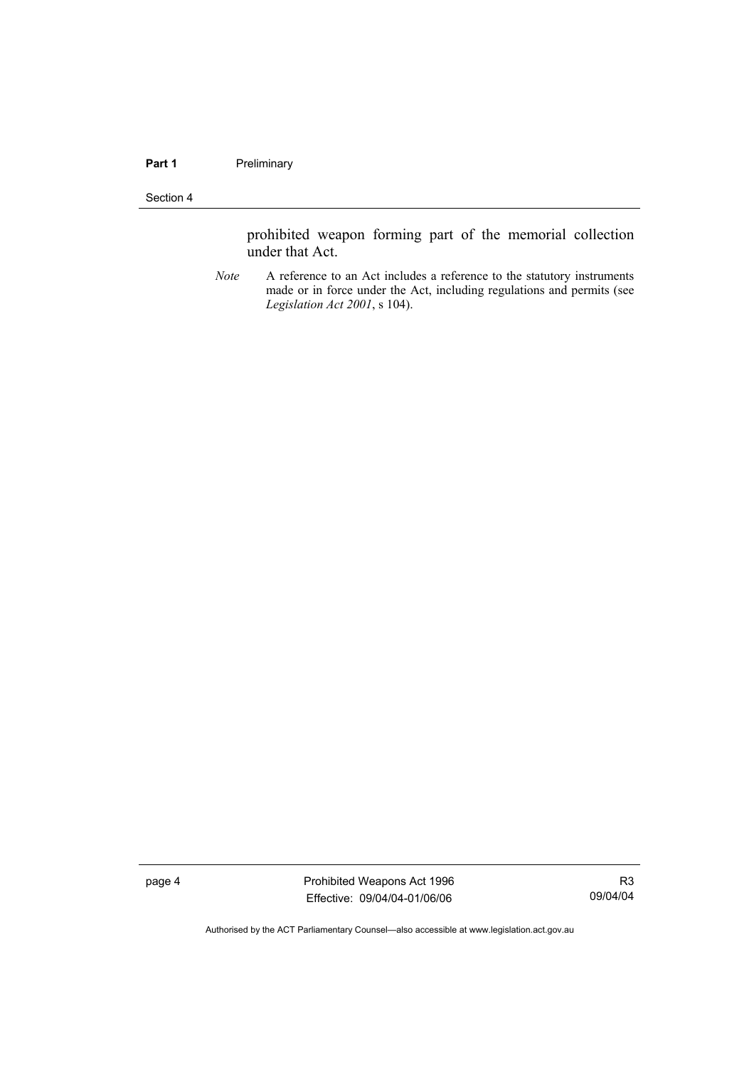prohibited weapon forming part of the memorial collection under that Act.

*Note* A reference to an Act includes a reference to the statutory instruments made or in force under the Act, including regulations and permits (see *Legislation Act 2001*, s 104).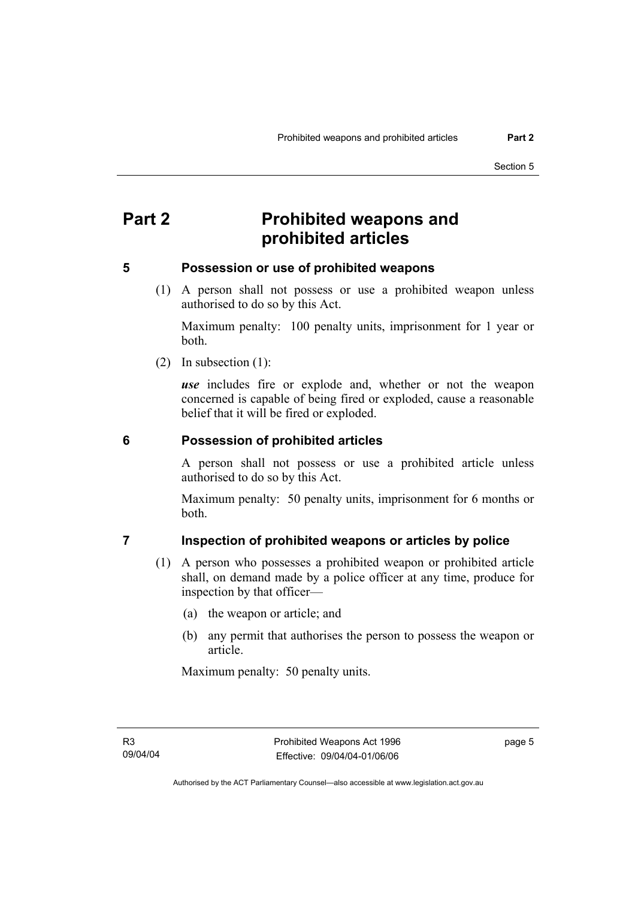# Part 2 Prohibited weapons and prohibited articles

## 5 Possession or use of prohibited weapons

(1) A person shall not possess or use a prohibited weapon unless authorised to do so by this Act.

Maximum penalty: 100 penalty units, imprisonment for 1 year or both.

(2) In subsection (1):

***use*** includes fire or explode and, whether or not the weapon concerned is capable of being fired or exploded, cause a reasonable belief that it will be fired or exploded.

## 6 Possession of prohibited articles

A person shall not possess or use a prohibited article unless authorised to do so by this Act.

Maximum penalty: 50 penalty units, imprisonment for 6 months or both.

## 7 Inspection of prohibited weapons or articles by police

(1) A person who possesses a prohibited weapon or prohibited article shall, on demand made by a police officer at any time, produce for inspection by that officer—

(a) the weapon or article; and

(b) any permit that authorises the person to possess the weapon or article.

Maximum penalty: 50 penalty units.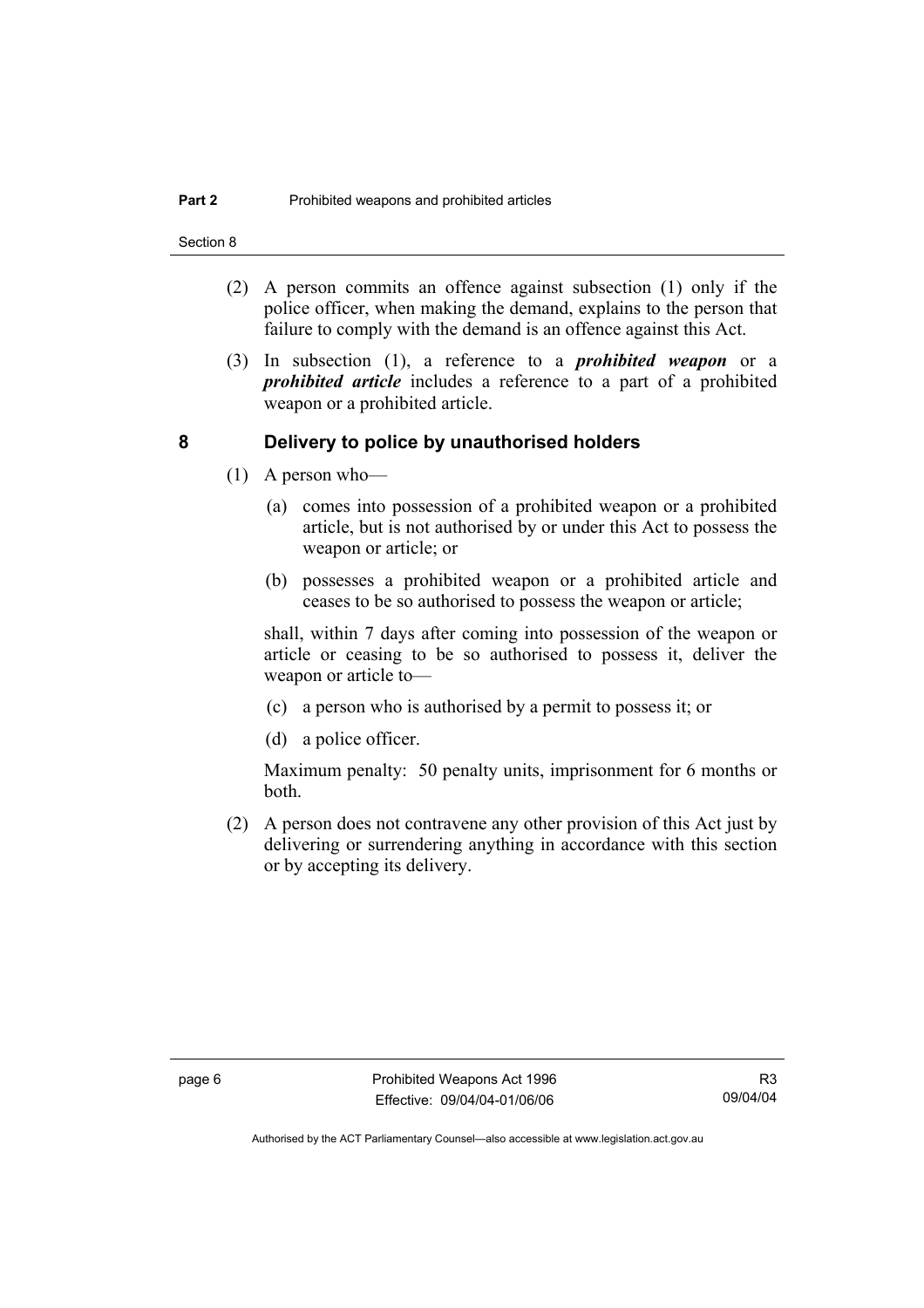(2) A person commits an offence against subsection (1) only if the police officer, when making the demand, explains to the person that failure to comply with the demand is an offence against this Act.

(3) In subsection (1), a reference to a ***prohibited weapon*** or a ***prohibited article*** includes a reference to a part of a prohibited weapon or a prohibited article.

## 8 Delivery to police by unauthorised holders

(1) A person who—

(a) comes into possession of a prohibited weapon or a prohibited article, but is not authorised by or under this Act to possess the weapon or article; or

(b) possesses a prohibited weapon or a prohibited article and ceases to be so authorised to possess the weapon or article;

shall, within 7 days after coming into possession of the weapon or article or ceasing to be so authorised to possess it, deliver the weapon or article to—

(c) a person who is authorised by a permit to possess it; or

(d) a police officer.

Maximum penalty: 50 penalty units, imprisonment for 6 months or both.

(2) A person does not contravene any other provision of this Act just by delivering or surrendering anything in accordance with this section or by accepting its delivery.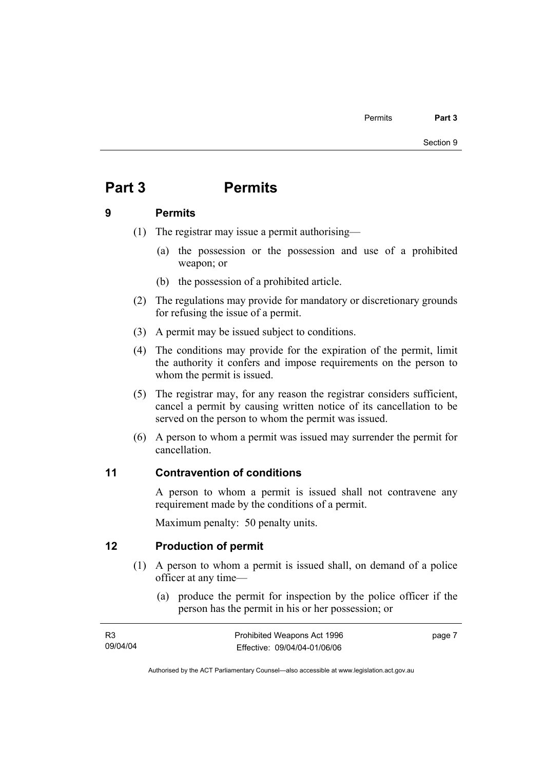# Part 3 Permits

## 9 Permits

(1) The registrar may issue a permit authorising—

(a) the possession or the possession and use of a prohibited weapon; or

(b) the possession of a prohibited article.

(2) The regulations may provide for mandatory or discretionary grounds for refusing the issue of a permit.

(3) A permit may be issued subject to conditions.

(4) The conditions may provide for the expiration of the permit, limit the authority it confers and impose requirements on the person to whom the permit is issued.

(5) The registrar may, for any reason the registrar considers sufficient, cancel a permit by causing written notice of its cancellation to be served on the person to whom the permit was issued.

(6) A person to whom a permit was issued may surrender the permit for cancellation.

## 11 Contravention of conditions

A person to whom a permit is issued shall not contravene any requirement made by the conditions of a permit.

Maximum penalty: 50 penalty units.

## 12 Production of permit

(1) A person to whom a permit is issued shall, on demand of a police officer at any time—

(a) produce the permit for inspection by the police officer if the person has the permit in his or her possession; or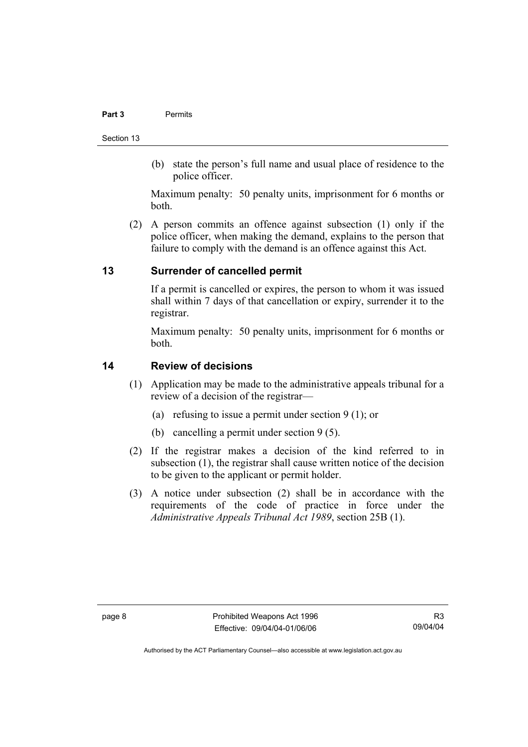(b) state the person's full name and usual place of residence to the police officer.

Maximum penalty: 50 penalty units, imprisonment for 6 months or both.

(2) A person commits an offence against subsection (1) only if the police officer, when making the demand, explains to the person that failure to comply with the demand is an offence against this Act.

## 13 Surrender of cancelled permit

If a permit is cancelled or expires, the person to whom it was issued shall within 7 days of that cancellation or expiry, surrender it to the registrar.

Maximum penalty: 50 penalty units, imprisonment for 6 months or both.

## 14 Review of decisions

(1) Application may be made to the administrative appeals tribunal for a review of a decision of the registrar—

(a) refusing to issue a permit under section 9 (1); or

(b) cancelling a permit under section 9 (5).

(2) If the registrar makes a decision of the kind referred to in subsection (1), the registrar shall cause written notice of the decision to be given to the applicant or permit holder.

(3) A notice under subsection (2) shall be in accordance with the requirements of the code of practice in force under the *Administrative Appeals Tribunal Act 1989*, section 25B (1).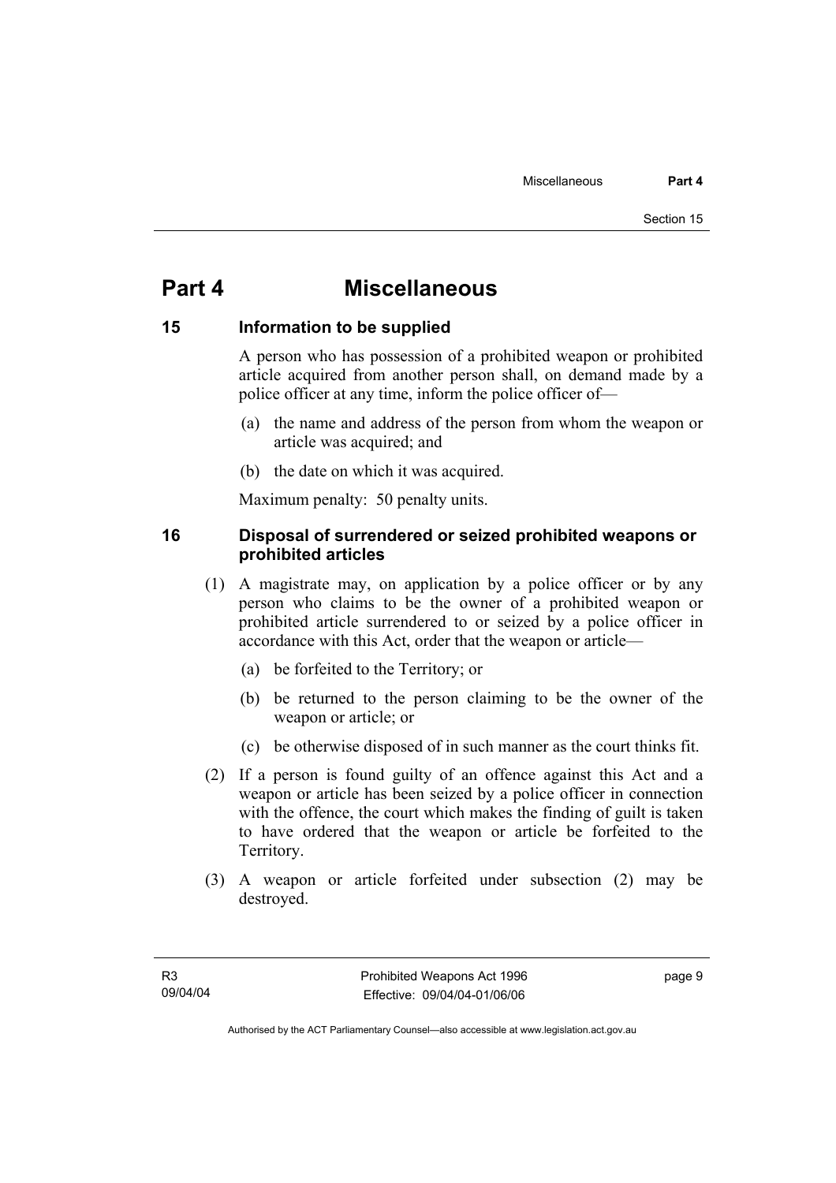# Part 4 Miscellaneous

## 15 Information to be supplied

A person who has possession of a prohibited weapon or prohibited article acquired from another person shall, on demand made by a police officer at any time, inform the police officer of—

(a) the name and address of the person from whom the weapon or article was acquired; and

(b) the date on which it was acquired.

Maximum penalty: 50 penalty units.

## 16 Disposal of surrendered or seized prohibited weapons or prohibited articles

(1) A magistrate may, on application by a police officer or by any person who claims to be the owner of a prohibited weapon or prohibited article surrendered to or seized by a police officer in accordance with this Act, order that the weapon or article—

(a) be forfeited to the Territory; or

(b) be returned to the person claiming to be the owner of the weapon or article; or

(c) be otherwise disposed of in such manner as the court thinks fit.

(2) If a person is found guilty of an offence against this Act and a weapon or article has been seized by a police officer in connection with the offence, the court which makes the finding of guilt is taken to have ordered that the weapon or article be forfeited to the Territory.

(3) A weapon or article forfeited under subsection (2) may be destroyed.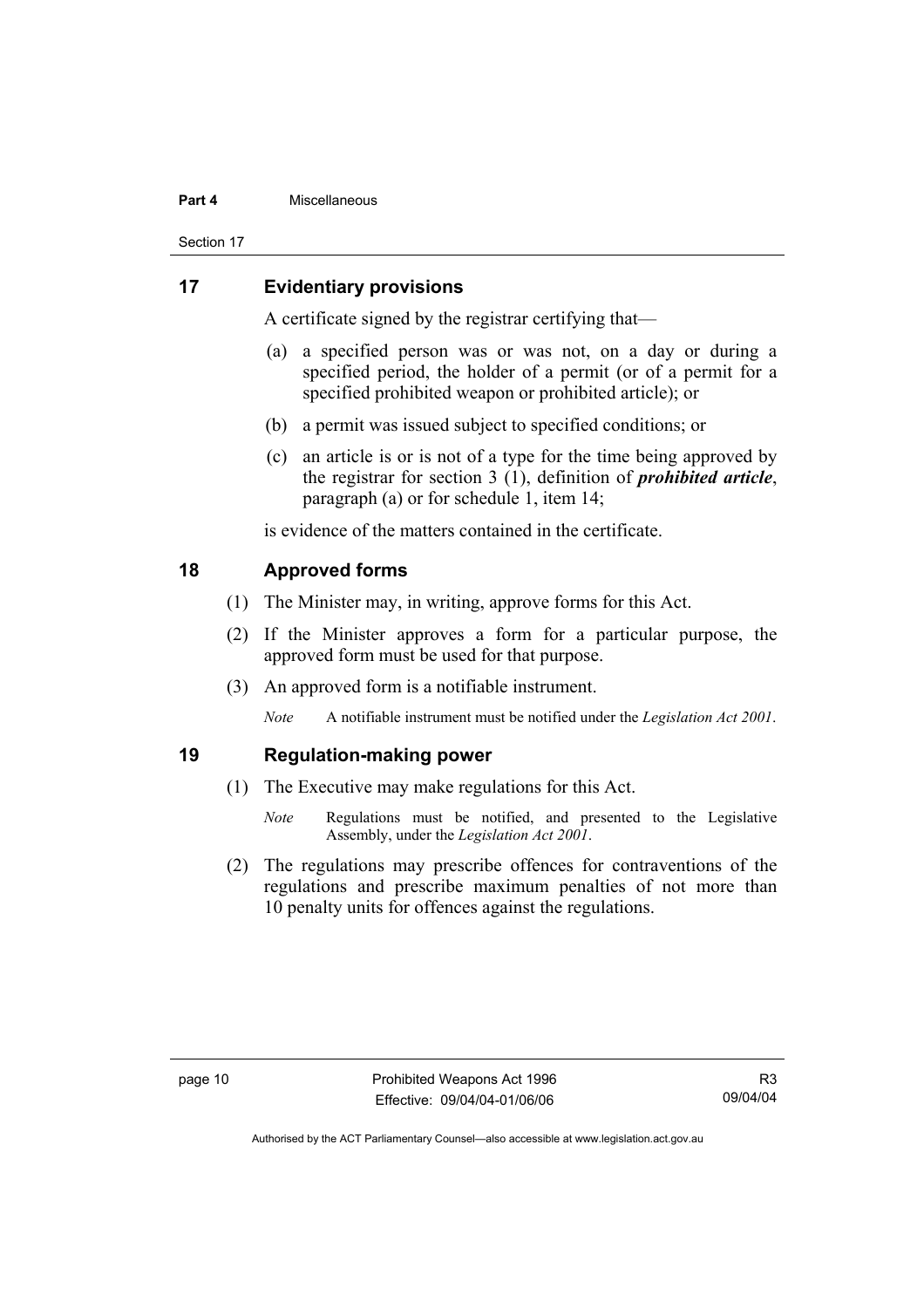## 17 Evidentiary provisions

A certificate signed by the registrar certifying that—

(a) a specified person was or was not, on a day or during a specified period, the holder of a permit (or of a permit for a specified prohibited weapon or prohibited article); or

(b) a permit was issued subject to specified conditions; or

(c) an article is or is not of a type for the time being approved by the registrar for section 3 (1), definition of ***prohibited article***, paragraph (a) or for schedule 1, item 14;

is evidence of the matters contained in the certificate.

## 18 Approved forms

(1) The Minister may, in writing, approve forms for this Act.

(2) If the Minister approves a form for a particular purpose, the approved form must be used for that purpose.

(3) An approved form is a notifiable instrument.

*Note* A notifiable instrument must be notified under the *Legislation Act 2001*.

## 19 Regulation-making power

(1) The Executive may make regulations for this Act.

*Note* Regulations must be notified, and presented to the Legislative Assembly, under the *Legislation Act 2001*.

(2) The regulations may prescribe offences for contraventions of the regulations and prescribe maximum penalties of not more than 10 penalty units for offences against the regulations.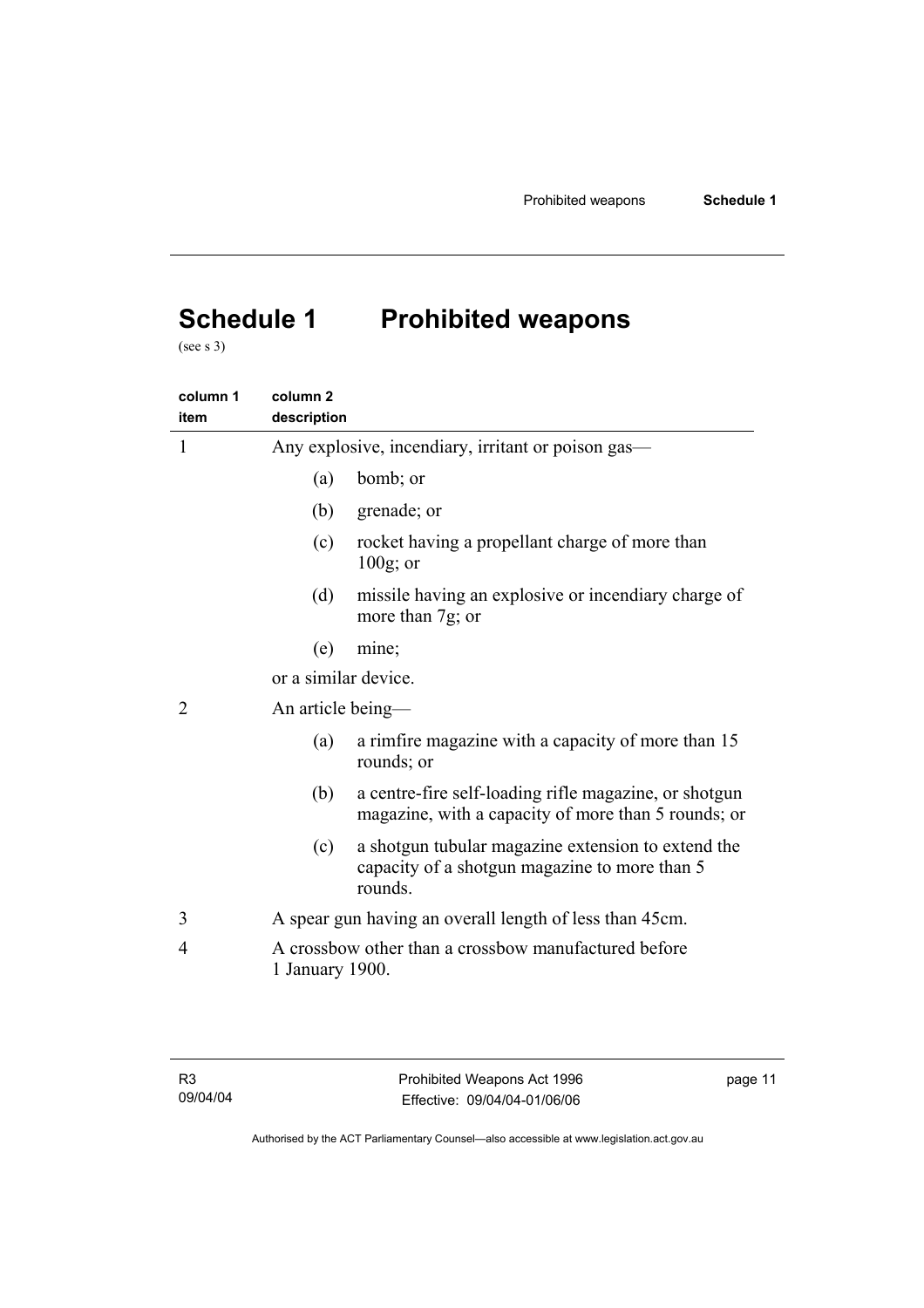# Schedule 1 Prohibited weapons

(see s 3)

| column 1 item | column 2 description |
|---|---|
| 1 | Any explosive, incendiary, irritant or poison gas—<br>(a) bomb; or<br>(b) grenade; or<br>(c) rocket having a propellant charge of more than 100g; or<br>(d) missile having an explosive or incendiary charge of more than 7g; or<br>(e) mine;<br>or a similar device. |
| 2 | An article being—<br>(a) a rimfire magazine with a capacity of more than 15 rounds; or<br>(b) a centre-fire self-loading rifle magazine, or shotgun magazine, with a capacity of more than 5 rounds; or<br>(c) a shotgun tubular magazine extension to extend the capacity of a shotgun magazine to more than 5 rounds. |
| 3 | A spear gun having an overall length of less than 45cm. |
| 4 | A crossbow other than a crossbow manufactured before 1 January 1900. |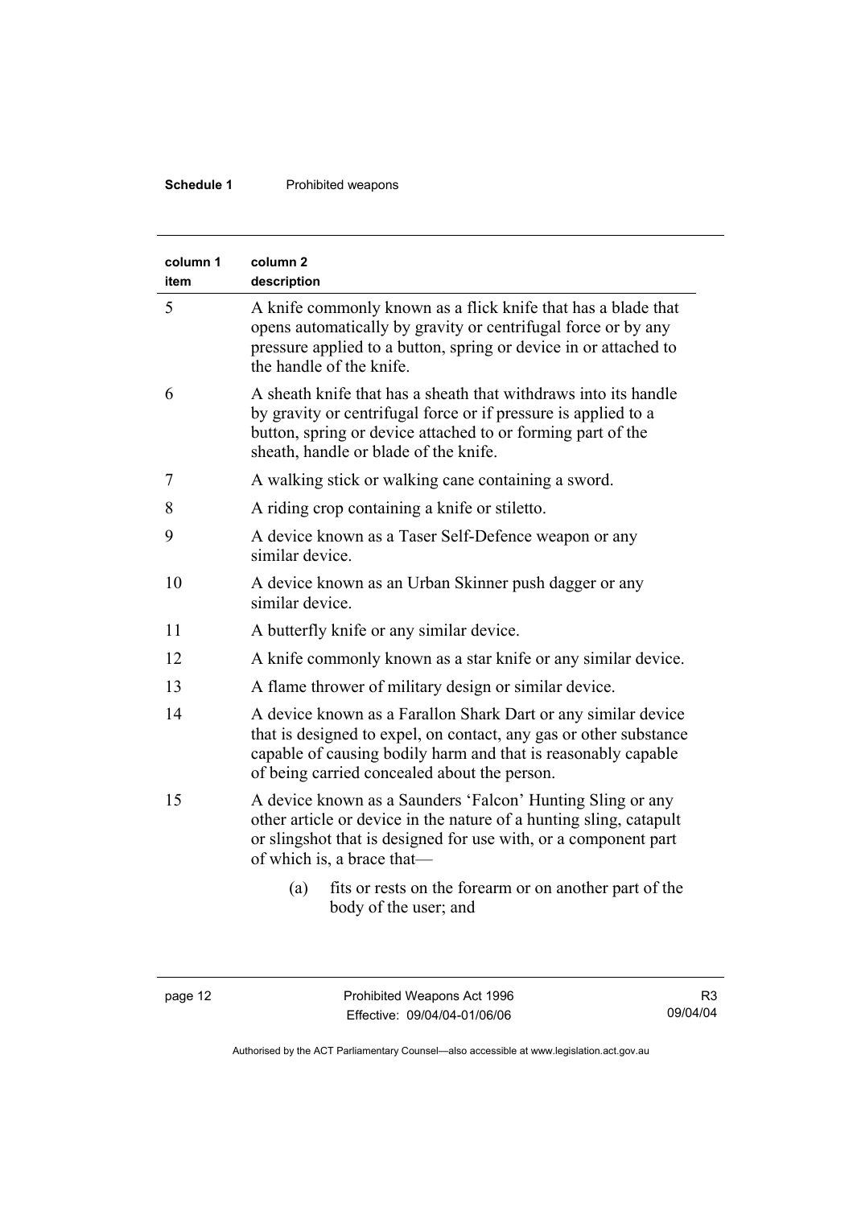| column 1 item | column 2 description |
|---|---|
| 5 | A knife commonly known as a flick knife that has a blade that opens automatically by gravity or centrifugal force or by any pressure applied to a button, spring or device in or attached to the handle of the knife. |
| 6 | A sheath knife that has a sheath that withdraws into its handle by gravity or centrifugal force or if pressure is applied to a button, spring or device attached to or forming part of the sheath, handle or blade of the knife. |
| 7 | A walking stick or walking cane containing a sword. |
| 8 | A riding crop containing a knife or stiletto. |
| 9 | A device known as a Taser Self-Defence weapon or any similar device. |
| 10 | A device known as an Urban Skinner push dagger or any similar device. |
| 11 | A butterfly knife or any similar device. |
| 12 | A knife commonly known as a star knife or any similar device. |
| 13 | A flame thrower of military design or similar device. |
| 14 | A device known as a Farallon Shark Dart or any similar device that is designed to expel, on contact, any gas or other substance capable of causing bodily harm and that is reasonably capable of being carried concealed about the person. |
| 15 | A device known as a Saunders 'Falcon' Hunting Sling or any other article or device in the nature of a hunting sling, catapult or slingshot that is designed for use with, or a component part of which is, a brace that—<br><br>(a) fits or rests on the forearm or on another part of the body of the user; and |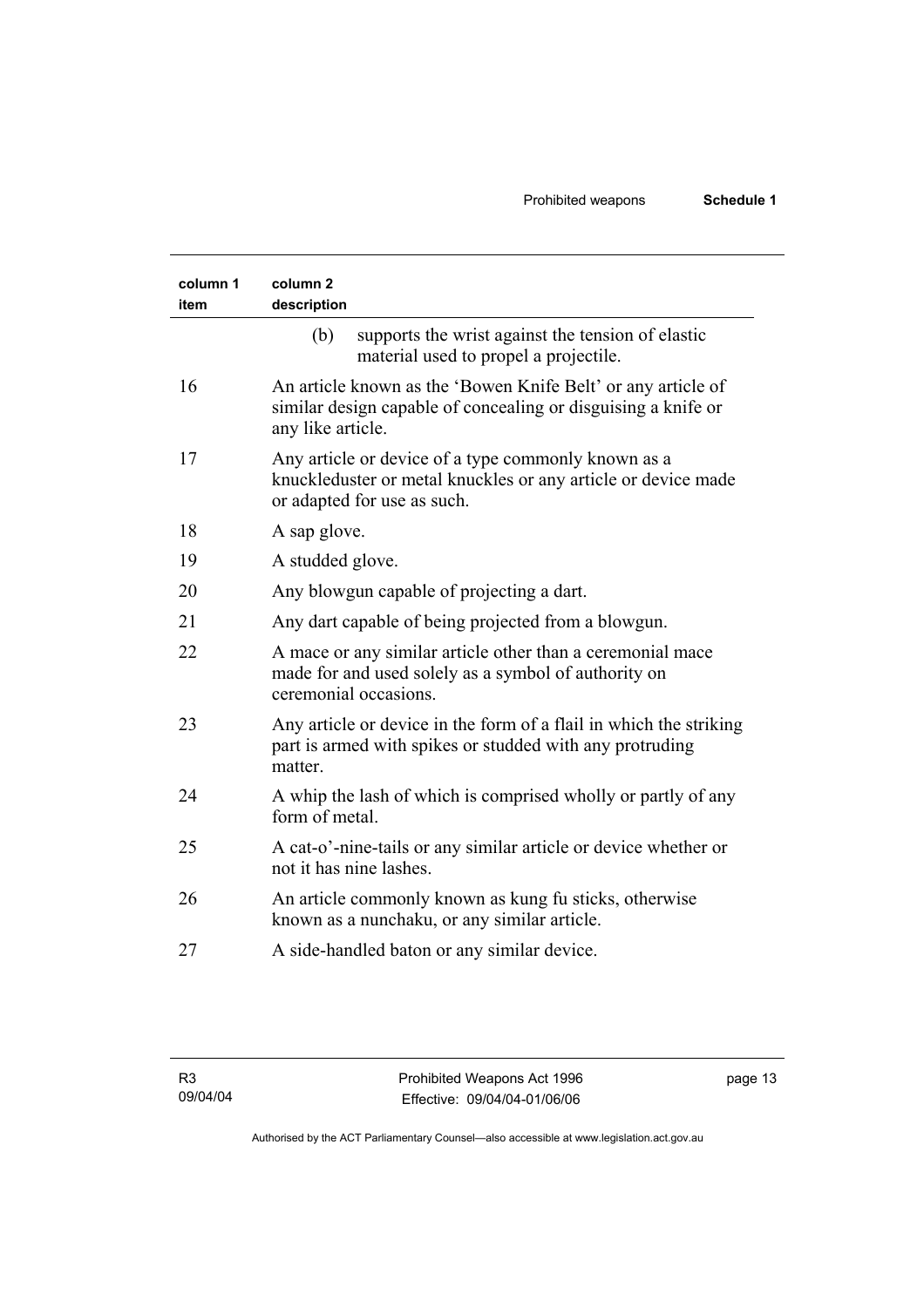| column 1 item | column 2 description |
| --- | --- |
| | (b) supports the wrist against the tension of elastic material used to propel a projectile. |
| 16 | An article known as the 'Bowen Knife Belt' or any article of similar design capable of concealing or disguising a knife or any like article. |
| 17 | Any article or device of a type commonly known as a knuckleduster or metal knuckles or any article or device made or adapted for use as such. |
| 18 | A sap glove. |
| 19 | A studded glove. |
| 20 | Any blowgun capable of projecting a dart. |
| 21 | Any dart capable of being projected from a blowgun. |
| 22 | A mace or any similar article other than a ceremonial mace made for and used solely as a symbol of authority on ceremonial occasions. |
| 23 | Any article or device in the form of a flail in which the striking part is armed with spikes or studded with any protruding matter. |
| 24 | A whip the lash of which is comprised wholly or partly of any form of metal. |
| 25 | A cat-o'-nine-tails or any similar article or device whether or not it has nine lashes. |
| 26 | An article commonly known as kung fu sticks, otherwise known as a nunchaku, or any similar article. |
| 27 | A side-handled baton or any similar device. |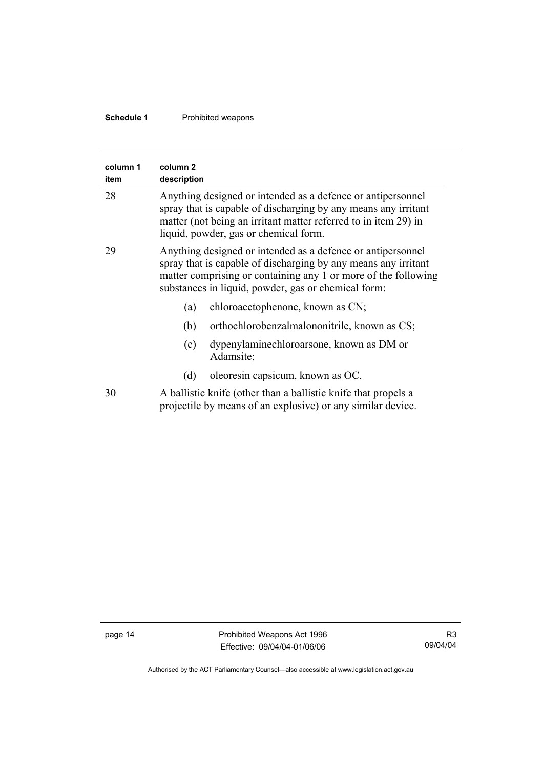| column 1 item | column 2 description |
| --- | --- |
| 28 | Anything designed or intended as a defence or antipersonnel spray that is capable of discharging by any means any irritant matter (not being an irritant matter referred to in item 29) in liquid, powder, gas or chemical form. |
| 29 | Anything designed or intended as a defence or antipersonnel spray that is capable of discharging by any means any irritant matter comprising or containing any 1 or more of the following substances in liquid, powder, gas or chemical form:<br>(a) chloroacetophenone, known as CN;<br>(b) orthochlorobenzalmalononitrile, known as CS;<br>(c) dypenylaminechloroarsone, known as DM or Adamsite;<br>(d) oleoresin capsicum, known as OC. |
| 30 | A ballistic knife (other than a ballistic knife that propels a projectile by means of an explosive) or any similar device. |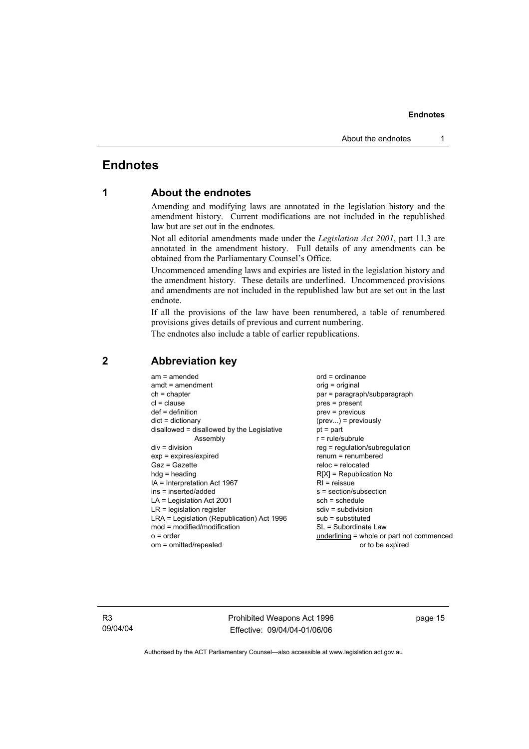# Endnotes

## 1 About the endnotes

Amending and modifying laws are annotated in the legislation history and the amendment history. Current modifications are not included in the republished law but are set out in the endnotes.

Not all editorial amendments made under the *Legislation Act 2001*, part 11.3 are annotated in the amendment history. Full details of any amendments can be obtained from the Parliamentary Counsel's Office.

Uncommenced amending laws and expiries are listed in the legislation history and the amendment history. These details are underlined. Uncommenced provisions and amendments are not included in the republished law but are set out in the last endnote.

If all the provisions of the law have been renumbered, a table of renumbered provisions gives details of previous and current numbering.

The endnotes also include a table of earlier republications.

## 2 Abbreviation key

am = amended
amdt = amendment
ch = chapter
cl = clause
def = definition
dict = dictionary
disallowed = disallowed by the Legislative Assembly
div = division
exp = expires/expired
Gaz = Gazette
hdg = heading
IA = Interpretation Act 1967
ins = inserted/added
LA = Legislation Act 2001
LR = legislation register
LRA = Legislation (Republication) Act 1996
mod = modified/modification
o = order
om = omitted/repealed
ord = ordinance
orig = original
par = paragraph/subparagraph
pres = present
prev = previous
(prev...) = previously
pt = part
r = rule/subrule
reg = regulation/subregulation
renum = renumbered
reloc = relocated
R[X] = Republication No
RI = reissue
s = section/subsection
sch = schedule
sdiv = subdivision
sub = substituted
SL = Subordinate Law
underlining = whole or part not commenced or to be expired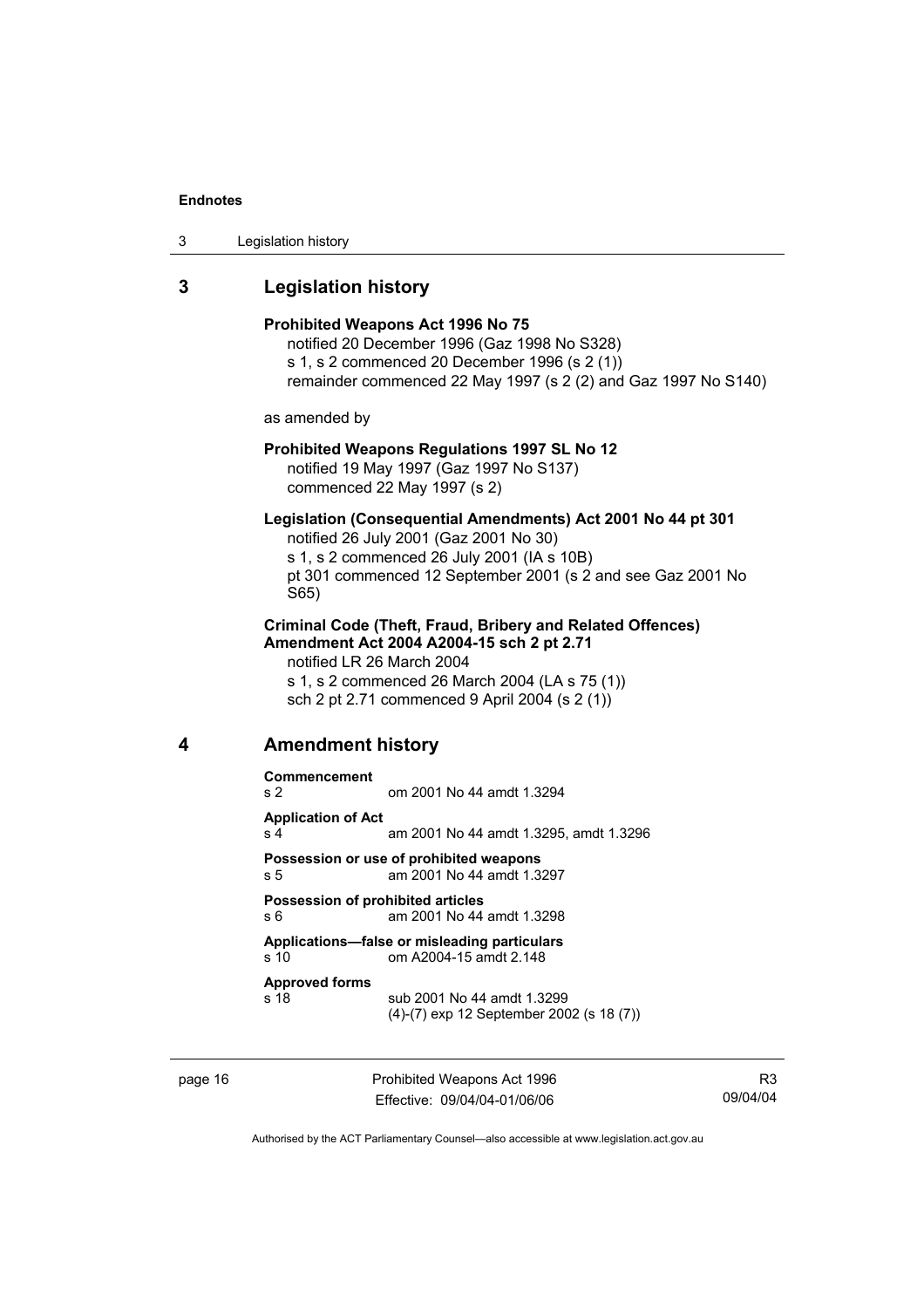## 3 Legislation history

**Prohibited Weapons Act 1996 No 75**

notified 20 December 1996 (Gaz 1998 No S328)
s 1, s 2 commenced 20 December 1996 (s 2 (1))
remainder commenced 22 May 1997 (s 2 (2) and Gaz 1997 No S140)

as amended by

**Prohibited Weapons Regulations 1997 SL No 12**

notified 19 May 1997 (Gaz 1997 No S137)
commenced 22 May 1997 (s 2)

**Legislation (Consequential Amendments) Act 2001 No 44 pt 301**

notified 26 July 2001 (Gaz 2001 No 30)
s 1, s 2 commenced 26 July 2001 (IA s 10B)
pt 301 commenced 12 September 2001 (s 2 and see Gaz 2001 No S65)

**Criminal Code (Theft, Fraud, Bribery and Related Offences) Amendment Act 2004 A2004-15 sch 2 pt 2.71**

notified LR 26 March 2004
s 1, s 2 commenced 26 March 2004 (LA s 75 (1))
sch 2 pt 2.71 commenced 9 April 2004 (s 2 (1))

## 4 Amendment history

**Commencement**
s 2 om 2001 No 44 amdt 1.3294

**Application of Act**
s 4 am 2001 No 44 amdt 1.3295, amdt 1.3296

**Possession or use of prohibited weapons**
s 5 am 2001 No 44 amdt 1.3297

**Possession of prohibited articles**
s 6 am 2001 No 44 amdt 1.3298

**Applications—false or misleading particulars**
s 10 om A2004-15 amdt 2.148

**Approved forms**
s 18 sub 2001 No 44 amdt 1.3299
(4)-(7) exp 12 September 2002 (s 18 (7))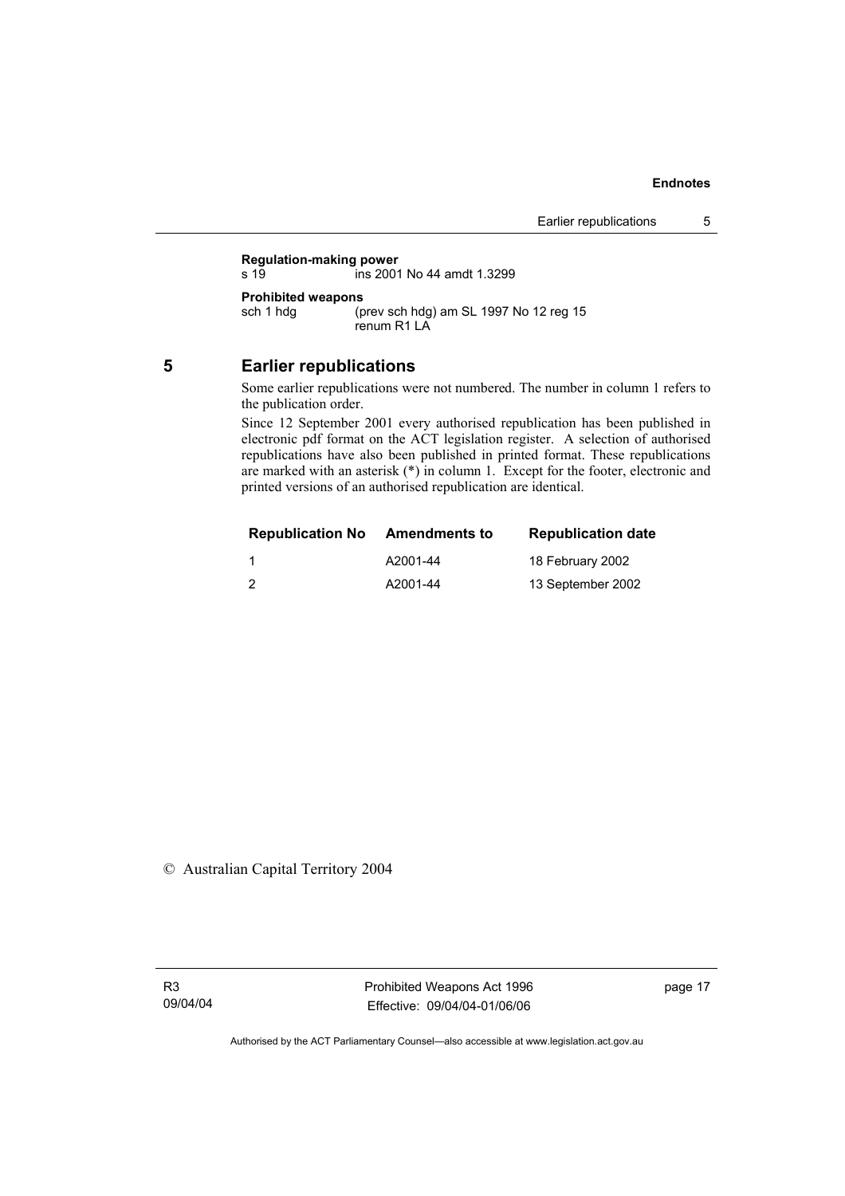**Regulation-making power**

s 19 ins 2001 No 44 amdt 1.3299

**Prohibited weapons**

sch 1 hdg (prev sch hdg) am SL 1997 No 12 reg 15
renum R1 LA

## 5 Earlier republications

Some earlier republications were not numbered. The number in column 1 refers to the publication order.

Since 12 September 2001 every authorised republication has been published in electronic pdf format on the ACT legislation register. A selection of authorised republications have also been published in printed format. These republications are marked with an asterisk (*) in column 1. Except for the footer, electronic and printed versions of an authorised republication are identical.

| Republication No | Amendments to | Republication date |
|---|---|---|
| 1 | A2001-44 | 18 February 2002 |
| 2 | A2001-44 | 13 September 2002 |

© Australian Capital Territory 2004